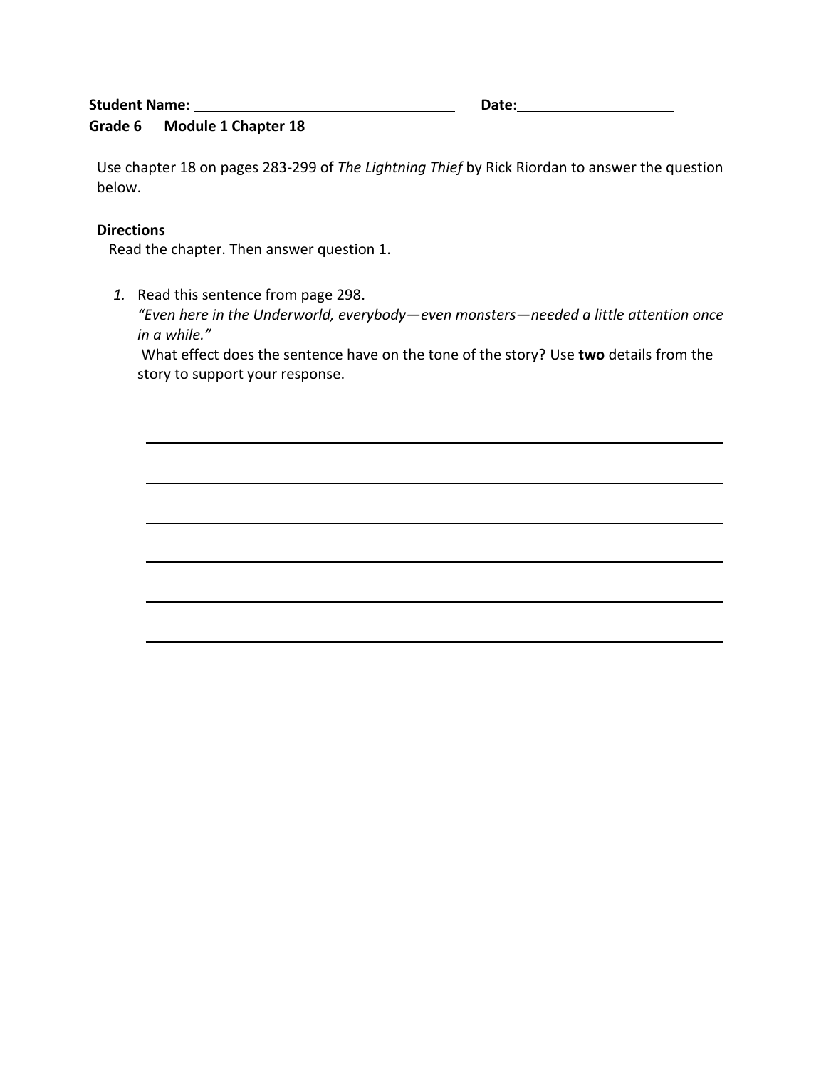**Student Name:** \_\_\_\_\_\_\_\_\_\_\_\_\_\_\_\_\_\_\_\_\_\_\_\_\_\_\_\_\_\_ **Date:** \_\_\_\_\_\_\_\_\_\_\_\_\_\_\_\_

**Grade 6 Module 1 Chapter 18**

Use chapter 18 on pages 283-299 of *The Lightning Thief* by Rick Riordan to answer the question below.

**Directions**

Read the chapter. Then answer question 1.

1. Read this sentence from page 298.
   *"Even here in the Underworld, everybody—even monsters—needed a little attention once in a while."*
   What effect does the sentence have on the tone of the story? Use **two** details from the story to support your response.

\_\_\_\_\_\_\_\_\_\_\_\_\_\_\_\_\_\_\_\_\_\_\_\_\_\_\_\_\_\_\_\_\_\_\_\_\_\_\_\_\_\_\_\_\_\_\_\_\_\_\_\_\_\_\_\_\_\_\_\_

\_\_\_\_\_\_\_\_\_\_\_\_\_\_\_\_\_\_\_\_\_\_\_\_\_\_\_\_\_\_\_\_\_\_\_\_\_\_\_\_\_\_\_\_\_\_\_\_\_\_\_\_\_\_\_\_\_\_\_\_

\_\_\_\_\_\_\_\_\_\_\_\_\_\_\_\_\_\_\_\_\_\_\_\_\_\_\_\_\_\_\_\_\_\_\_\_\_\_\_\_\_\_\_\_\_\_\_\_\_\_\_\_\_\_\_\_\_\_\_\_

\_\_\_\_\_\_\_\_\_\_\_\_\_\_\_\_\_\_\_\_\_\_\_\_\_\_\_\_\_\_\_\_\_\_\_\_\_\_\_\_\_\_\_\_\_\_\_\_\_\_\_\_\_\_\_\_\_\_\_\_

\_\_\_\_\_\_\_\_\_\_\_\_\_\_\_\_\_\_\_\_\_\_\_\_\_\_\_\_\_\_\_\_\_\_\_\_\_\_\_\_\_\_\_\_\_\_\_\_\_\_\_\_\_\_\_\_\_\_\_\_

\_\_\_\_\_\_\_\_\_\_\_\_\_\_\_\_\_\_\_\_\_\_\_\_\_\_\_\_\_\_\_\_\_\_\_\_\_\_\_\_\_\_\_\_\_\_\_\_\_\_\_\_\_\_\_\_\_\_\_\_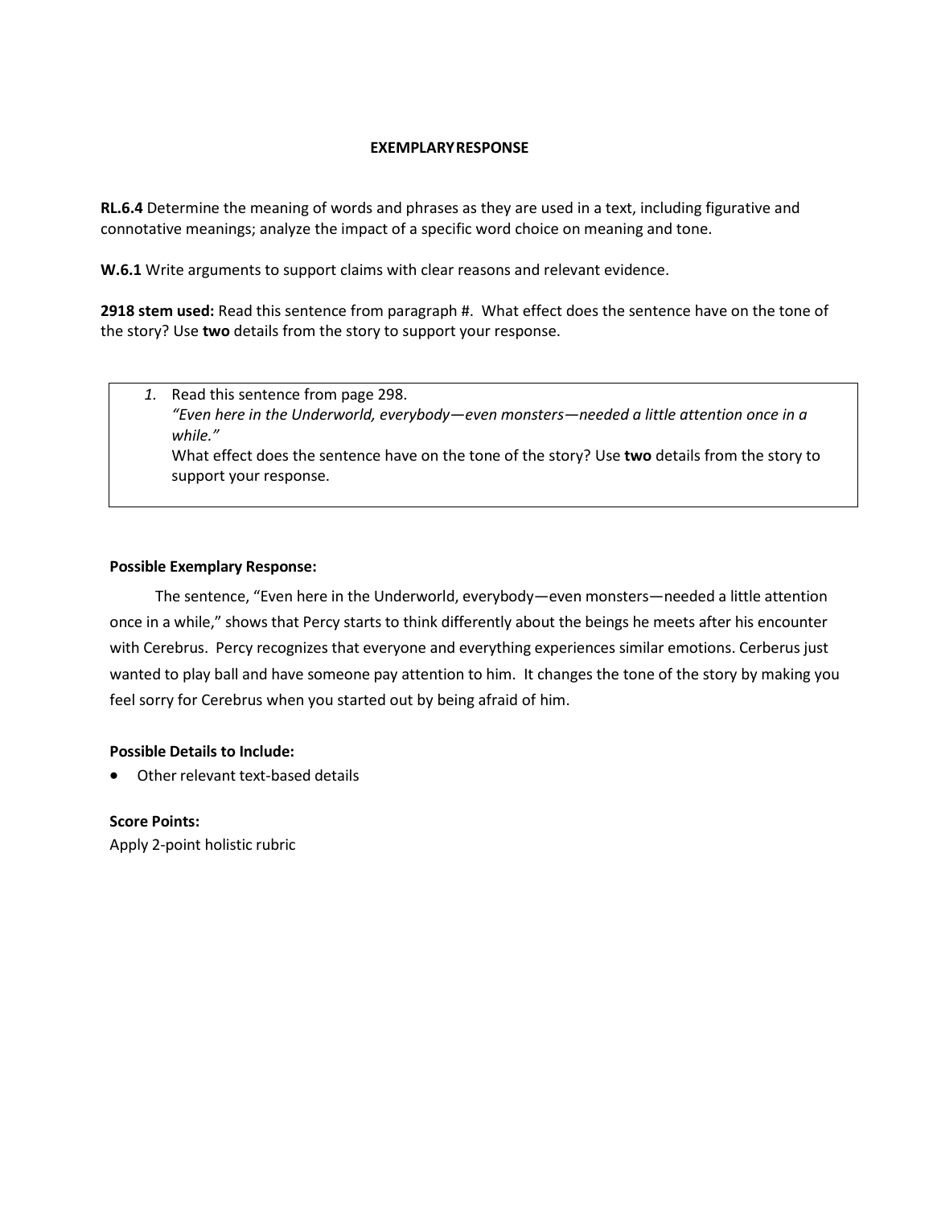**EXEMPLARYRESPONSE**

**RL.6.4** Determine the meaning of words and phrases as they are used in a text, including figurative and connotative meanings; analyze the impact of a specific word choice on meaning and tone.

**W.6.1** Write arguments to support claims with clear reasons and relevant evidence.

**2918 stem used:** Read this sentence from paragraph #. What effect does the sentence have on the tone of the story? Use **two** details from the story to support your response.

> 1. Read this sentence from page 298.
>    *"Even here in the Underworld, everybody—even monsters—needed a little attention once in a while."*
>    What effect does the sentence have on the tone of the story? Use **two** details from the story to support your response.

**Possible Exemplary Response:**

The sentence, "Even here in the Underworld, everybody—even monsters—needed a little attention once in a while," shows that Percy starts to think differently about the beings he meets after his encounter with Cerebrus. Percy recognizes that everyone and everything experiences similar emotions. Cerberus just wanted to play ball and have someone pay attention to him. It changes the tone of the story by making you feel sorry for Cerebrus when you started out by being afraid of him.

**Possible Details to Include:**

- Other relevant text-based details

**Score Points:**

Apply 2-point holistic rubric